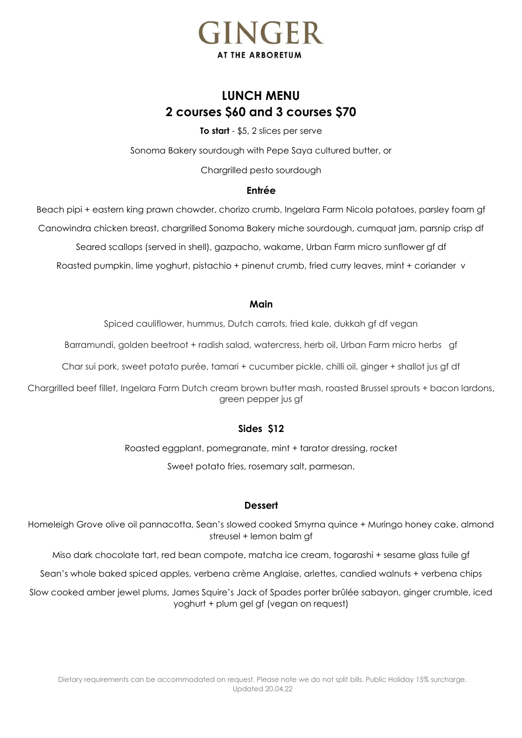# GINGER
AT THE ARBORETUM

## LUNCH MENU
## 2 courses $60 and 3 courses $70

**To start** - $5, 2 slices per serve

Sonoma Bakery sourdough with Pepe Saya cultured butter, or

Chargrilled pesto sourdough

### Entrée

Beach pipi + eastern king prawn chowder, chorizo crumb, Ingelara Farm Nicola potatoes, parsley foam gf

Canowindra chicken breast, chargrilled Sonoma Bakery miche sourdough, cumquat jam, parsnip crisp df

Seared scallops (served in shell), gazpacho, wakame, Urban Farm micro sunflower gf df

Roasted pumpkin, lime yoghurt, pistachio + pinenut crumb, fried curry leaves, mint + coriander v

### Main

Spiced cauliflower, hummus, Dutch carrots, fried kale, dukkah gf df vegan

Barramundi, golden beetroot + radish salad, watercress, herb oil, Urban Farm micro herbs gf

Char sui pork, sweet potato purée, tamari + cucumber pickle, chilli oil, ginger + shallot jus gf df

Chargrilled beef fillet, Ingelara Farm Dutch cream brown butter mash, roasted Brussel sprouts + bacon lardons, green pepper jus gf

### Sides $12

Roasted eggplant, pomegranate, mint + tarator dressing, rocket

Sweet potato fries, rosemary salt, parmesan.

### Dessert

Homeleigh Grove olive oil pannacotta, Sean's slowed cooked Smyrna quince + Muringo honey cake, almond streusel + lemon balm gf

Miso dark chocolate tart, red bean compote, matcha ice cream, togarashi + sesame glass tuile gf

Sean's whole baked spiced apples, verbena crème Anglaise, arlettes, candied walnuts + verbena chips

Slow cooked amber jewel plums, James Squire's Jack of Spades porter brûlée sabayon, ginger crumble, iced yoghurt + plum gel gf (vegan on request)

Dietary requirements can be accommodated on request. Please note we do not split bills. Public Holiday 15% surcharge.
Updated 20.04.22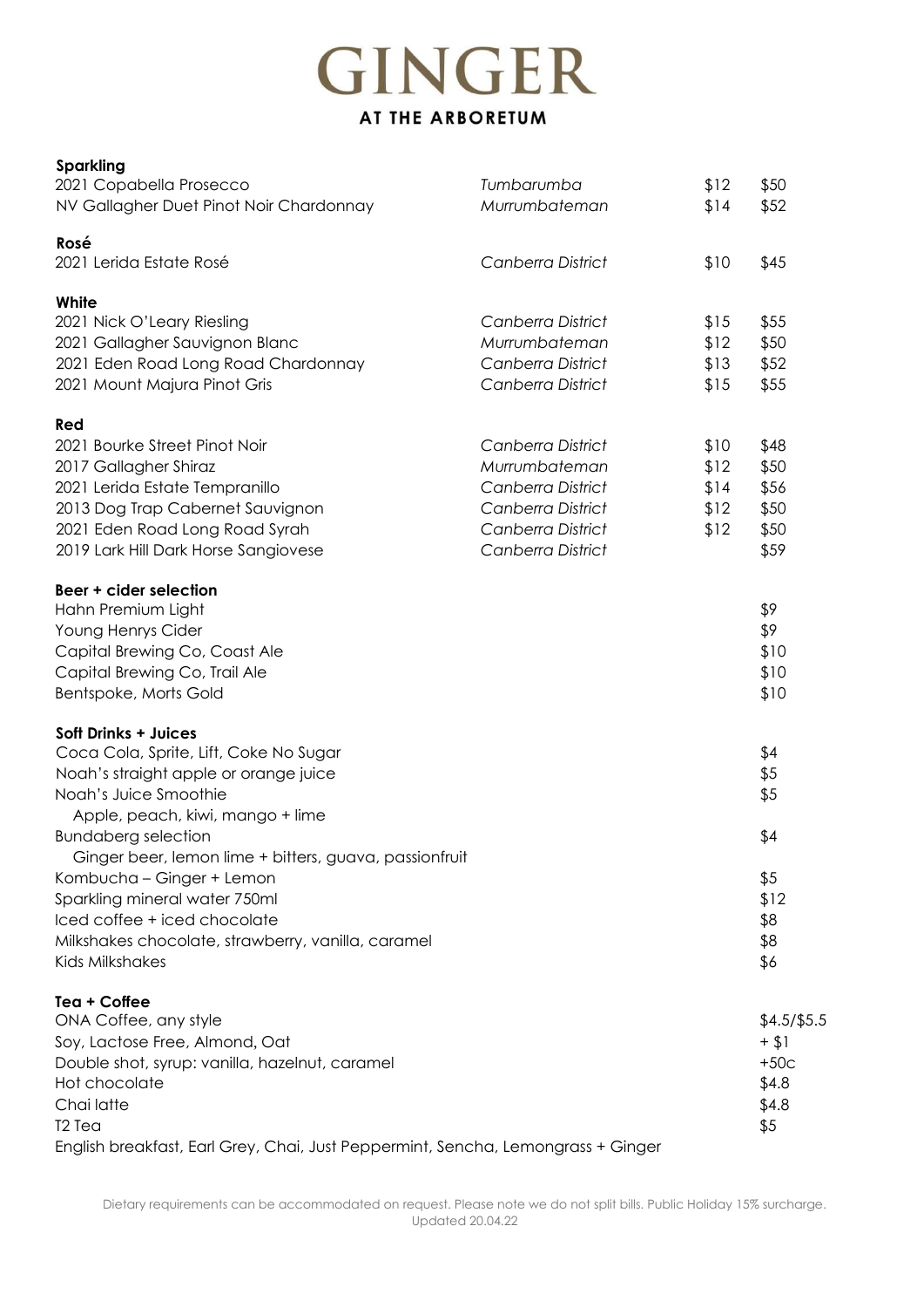# GINGER

AT THE ARBORETUM

**Sparkling**

| | | | |
|---|---|---|---|
| 2021 Copabella Prosecco | *Tumbarumba* | $12 | $50 |
| NV Gallagher Duet Pinot Noir Chardonnay | *Murrumbateman* | $14 | $52 |

**Rosé**

| | | | |
|---|---|---|---|
| 2021 Lerida Estate Rosé | *Canberra District* | $10 | $45 |

**White**

| | | | |
|---|---|---|---|
| 2021 Nick O'Leary Riesling | *Canberra District* | $15 | $55 |
| 2021 Gallagher Sauvignon Blanc | *Murrumbateman* | $12 | $50 |
| 2021 Eden Road Long Road Chardonnay | *Canberra District* | $13 | $52 |
| 2021 Mount Majura Pinot Gris | *Canberra District* | $15 | $55 |

**Red**

| | | | |
|---|---|---|---|
| 2021 Bourke Street Pinot Noir | *Canberra District* | $10 | $48 |
| 2017 Gallagher Shiraz | *Murrumbateman* | $12 | $50 |
| 2021 Lerida Estate Tempranillo | *Canberra District* | $14 | $56 |
| 2013 Dog Trap Cabernet Sauvignon | *Canberra District* | $12 | $50 |
| 2021 Eden Road Long Road Syrah | *Canberra District* | $12 | $50 |
| 2019 Lark Hill Dark Horse Sangiovese | *Canberra District* | | $59 |

**Beer + cider selection**

| | |
|---|---|
| Hahn Premium Light | $9 |
| Young Henrys Cider | $9 |
| Capital Brewing Co, Coast Ale | $10 |
| Capital Brewing Co, Trail Ale | $10 |
| Bentspoke, Morts Gold | $10 |

**Soft Drinks + Juices**

| | |
|---|---|
| Coca Cola, Sprite, Lift, Coke No Sugar | $4 |
| Noah's straight apple or orange juice | $5 |
| Noah's Juice Smoothie<br>Apple, peach, kiwi, mango + lime | $5 |
| Bundaberg selection<br>Ginger beer, lemon lime + bitters, guava, passionfruit | $4 |
| Kombucha – Ginger + Lemon | $5 |
| Sparkling mineral water 750ml | $12 |
| Iced coffee + iced chocolate | $8 |
| Milkshakes chocolate, strawberry, vanilla, caramel | $8 |
| Kids Milkshakes | $6 |

**Tea + Coffee**

| | |
|---|---|
| ONA Coffee, any style | $4.5/$5.5 |
| Soy, Lactose Free, Almond, Oat | + $1 |
| Double shot, syrup: vanilla, hazelnut, caramel | +50c |
| Hot chocolate | $4.8 |
| Chai latte | $4.8 |
| T2 Tea | $5 |

English breakfast, Earl Grey, Chai, Just Peppermint, Sencha, Lemongrass + Ginger

Dietary requirements can be accommodated on request. Please note we do not split bills. Public Holiday 15% surcharge.
Updated 20.04.22